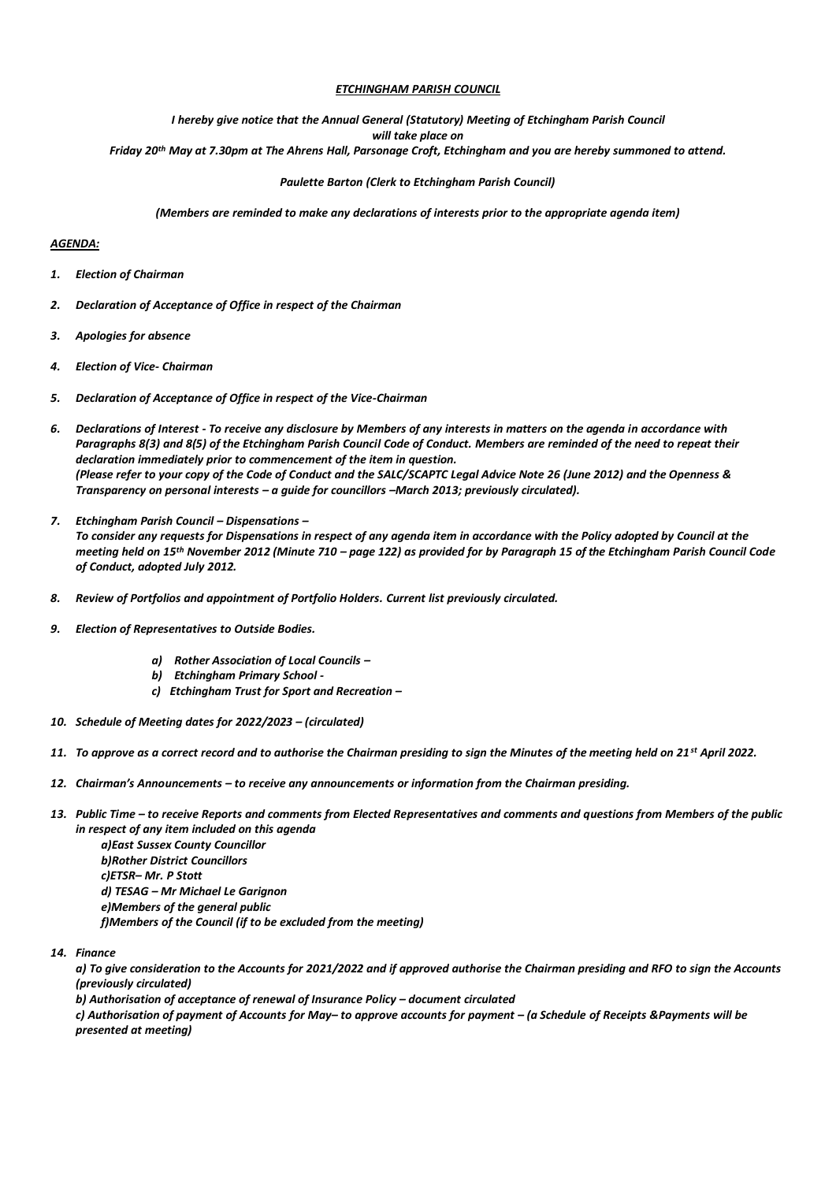***ETCHINGHAM PARISH COUNCIL***

***I hereby give notice that the Annual General (Statutory) Meeting of Etchingham Parish Council will take place on Friday 20th May at 7.30pm at The Ahrens Hall, Parsonage Croft, Etchingham and you are hereby summoned to attend.***

***Paulette Barton (Clerk to Etchingham Parish Council)***

***(Members are reminded to make any declarations of interests prior to the appropriate agenda item)***

***AGENDA:***

1. ***Election of Chairman***
2. ***Declaration of Acceptance of Office in respect of the Chairman***
3. ***Apologies for absence***
4. ***Election of Vice- Chairman***
5. ***Declaration of Acceptance of Office in respect of the Vice-Chairman***
6. ***Declarations of Interest - To receive any disclosure by Members of any interests in matters on the agenda in accordance with Paragraphs 8(3) and 8(5) of the Etchingham Parish Council Code of Conduct. Members are reminded of the need to repeat their declaration immediately prior to commencement of the item in question. (Please refer to your copy of the Code of Conduct and the SALC/SCAPTC Legal Advice Note 26 (June 2012) and the Openness & Transparency on personal interests – a guide for councillors –March 2013; previously circulated).***
7. ***Etchingham Parish Council – Dispensations – To consider any requests for Dispensations in respect of any agenda item in accordance with the Policy adopted by Council at the meeting held on 15th November 2012 (Minute 710 – page 122) as provided for by Paragraph 15 of the Etchingham Parish Council Code of Conduct, adopted July 2012.***
8. ***Review of Portfolios and appointment of Portfolio Holders. Current list previously circulated.***
9. ***Election of Representatives to Outside Bodies.***
    a) ***Rother Association of Local Councils –***
    b) ***Etchingham Primary School -***
    c) ***Etchingham Trust for Sport and Recreation –***
10. ***Schedule of Meeting dates for 2022/2023 – (circulated)***
11. ***To approve as a correct record and to authorise the Chairman presiding to sign the Minutes of the meeting held on 21st April 2022.***
12. ***Chairman's Announcements – to receive any announcements or information from the Chairman presiding.***
13. ***Public Time – to receive Reports and comments from Elected Representatives and comments and questions from Members of the public in respect of any item included on this agenda***
    ***a)East Sussex County Councillor***
    ***b)Rother District Councillors***
    ***c)ETSR– Mr. P Stott***
    ***d) TESAG – Mr Michael Le Garignon***
    ***e)Members of the general public***
    ***f)Members of the Council (if to be excluded from the meeting)***
14. ***Finance***
    ***a) To give consideration to the Accounts for 2021/2022 and if approved authorise the Chairman presiding and RFO to sign the Accounts (previously circulated)***
    ***b) Authorisation of acceptance of renewal of Insurance Policy – document circulated***
    ***c) Authorisation of payment of Accounts for May– to approve accounts for payment – (a Schedule of Receipts &Payments will be presented at meeting)***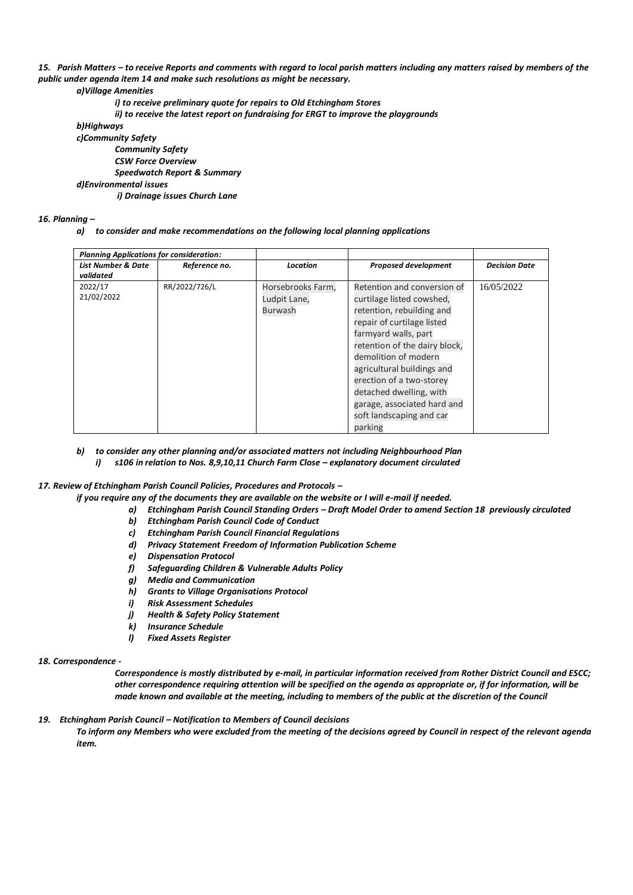***15. Parish Matters – to receive Reports and comments with regard to local parish matters including any matters raised by members of the public under agenda item 14 and make such resolutions as might be necessary.***

***a)Village Amenities***

***i) to receive preliminary quote for repairs to Old Etchingham Stores***

***ii) to receive the latest report on fundraising for ERGT to improve the playgrounds***

***b)Highways***

***c)Community Safety***

***Community Safety***

***CSW Force Overview***

***Speedwatch Report & Summary***

***d)Environmental issues***

***i) Drainage issues Church Lane***

***16. Planning –***

***a) to consider and make recommendations on the following local planning applications***

| *Planning Applications for consideration:* | | | | |
|---|---|---|---|---|
| ***List Number & Date validated*** | ***Reference no.*** | ***Location*** | ***Proposed development*** | ***Decision Date*** |
| 2022/17 21/02/2022 | RR/2022/726/L | Horsebrooks Farm, Ludpit Lane, Burwash | Retention and conversion of curtilage listed cowshed, retention, rebuilding and repair of curtilage listed farmyard walls, part retention of the dairy block, demolition of modern agricultural buildings and erection of a two-storey detached dwelling, with garage, associated hard and soft landscaping and car parking | 16/05/2022 |

***b) to consider any other planning and/or associated matters not including Neighbourhood Plan***

***i) s106 in relation to Nos. 8,9,10,11 Church Farm Close – explanatory document circulated***

***17. Review of Etchingham Parish Council Policies, Procedures and Protocols –***

***if you require any of the documents they are available on the website or I will e-mail if needed.***

***a) Etchingham Parish Council Standing Orders – Draft Model Order to amend Section 18 previously circulated***
***b) Etchingham Parish Council Code of Conduct***
***c) Etchingham Parish Council Financial Regulations***
***d) Privacy Statement Freedom of Information Publication Scheme***
***e) Dispensation Protocol***
***f) Safeguarding Children & Vulnerable Adults Policy***
***g) Media and Communication***
***h) Grants to Village Organisations Protocol***
***i) Risk Assessment Schedules***
***j) Health & Safety Policy Statement***
***k) Insurance Schedule***
***l) Fixed Assets Register***

***18. Correspondence -***

***Correspondence is mostly distributed by e-mail, in particular information received from Rother District Council and ESCC; other correspondence requiring attention will be specified on the agenda as appropriate or, if for information, will be made known and available at the meeting, including to members of the public at the discretion of the Council***

***19. Etchingham Parish Council – Notification to Members of Council decisions***

***To inform any Members who were excluded from the meeting of the decisions agreed by Council in respect of the relevant agenda item.***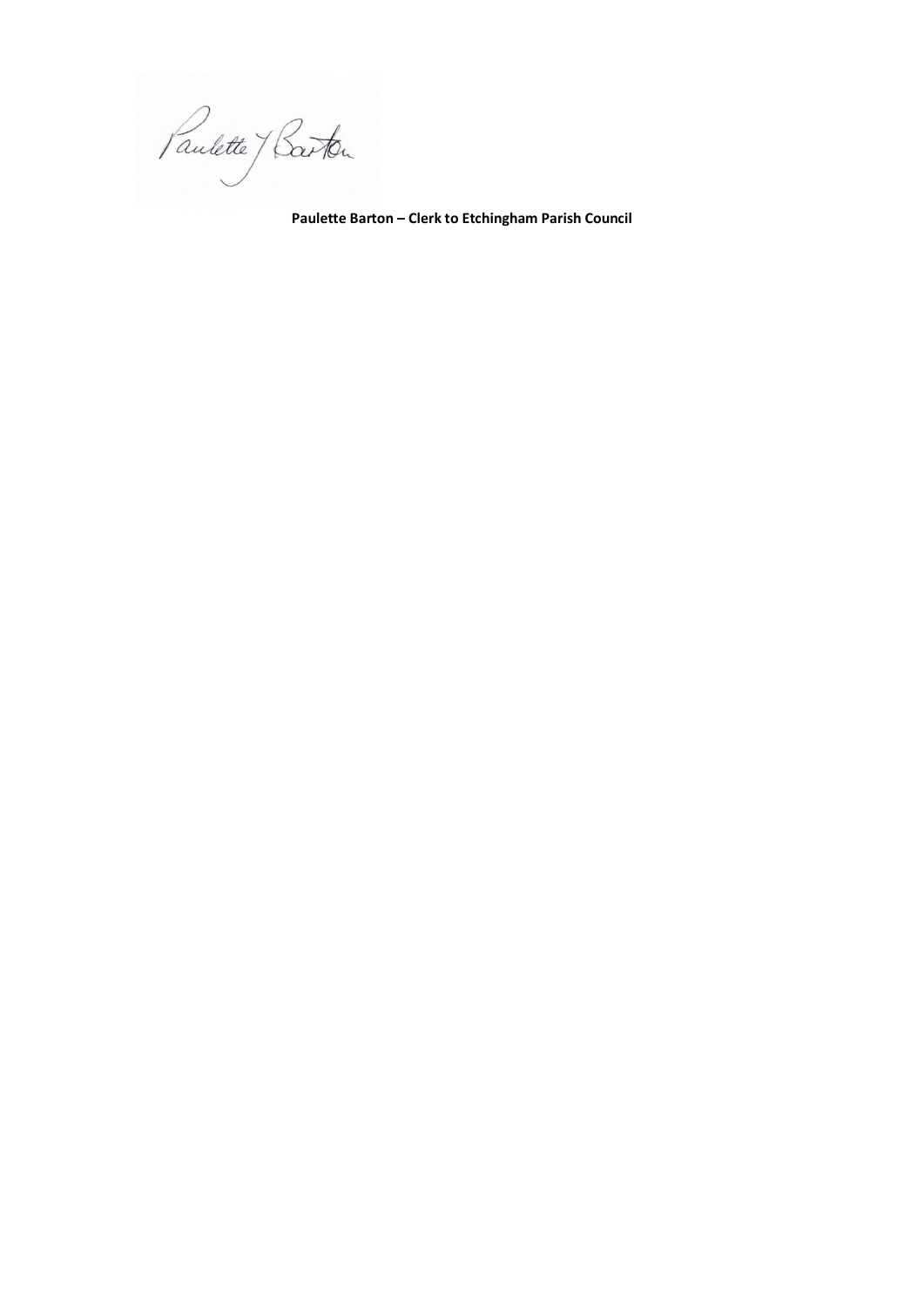**Paulette Barton – Clerk to Etchingham Parish Council**